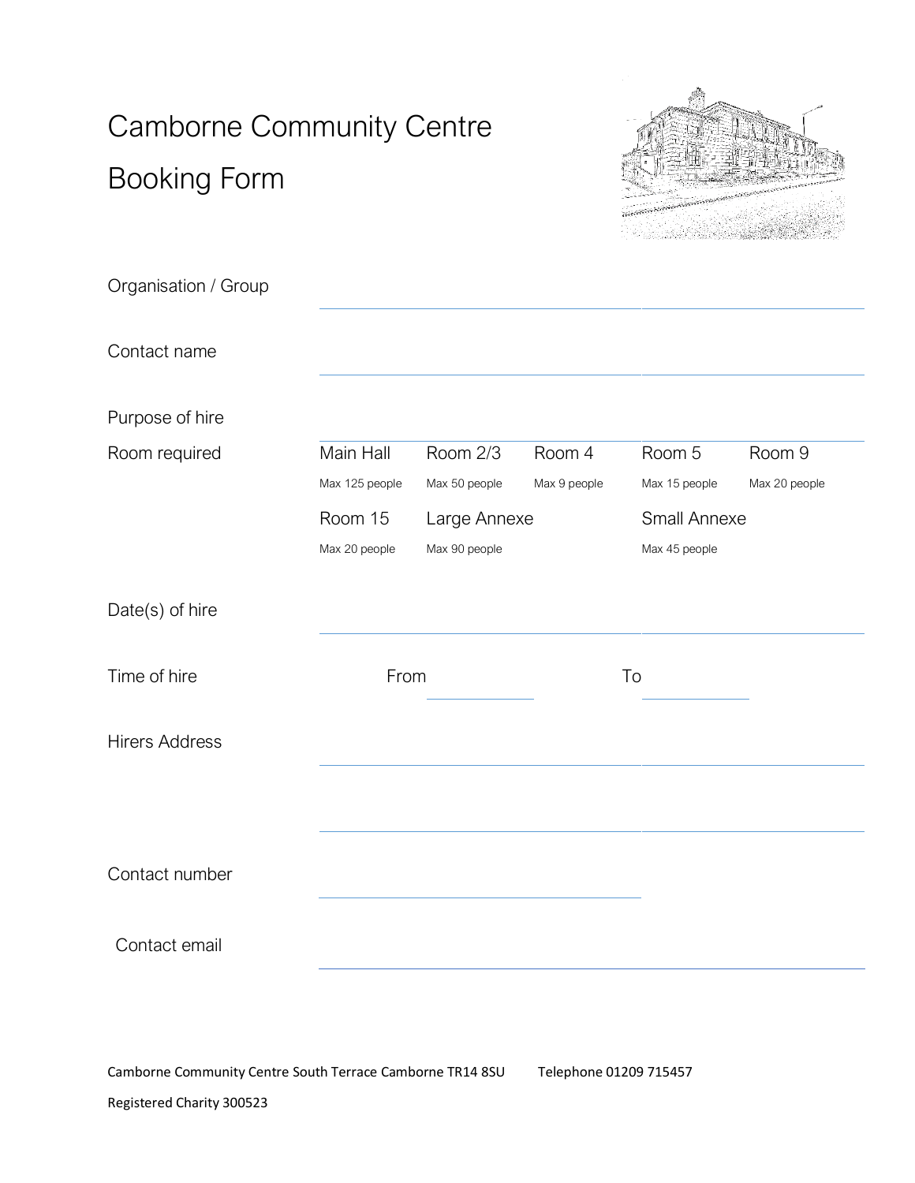# Camborne Community Centre

# Booking Form

Organisation / Group ____________________

Contact name ____________________

Purpose of hire ____________________

Room required

| Main Hall | Room 2/3 | Room 4 | Room 5 | Room 9 |
|---|---|---|---|---|
| Max 125 people | Max 50 people | Max 9 people | Max 15 people | Max 20 people |
| Room 15 | Large Annexe | | Small Annexe | |
| Max 20 people | Max 90 people | | Max 45 people | |

Date(s) of hire ____________________

Time of hire From __________ To __________

Hirers Address ____________________

____________________

Contact number ____________________

Contact email ____________________

Camborne Community Centre South Terrace Camborne TR14 8SU Telephone 01209 715457

Registered Charity 300523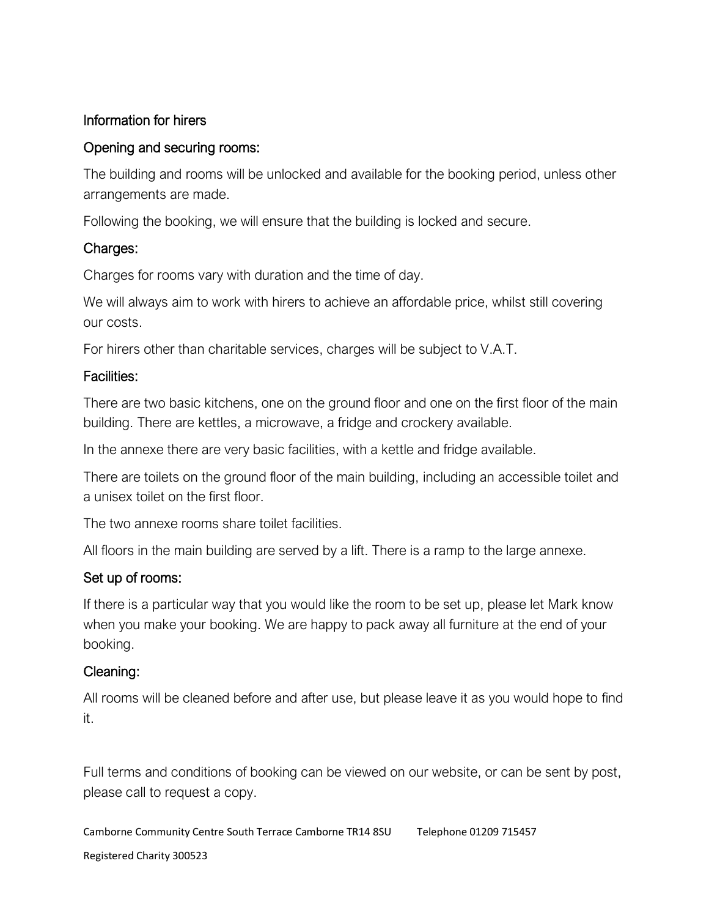## Information for hirers

### Opening and securing rooms:

The building and rooms will be unlocked and available for the booking period, unless other arrangements are made.

Following the booking, we will ensure that the building is locked and secure.

### Charges:

Charges for rooms vary with duration and the time of day.

We will always aim to work with hirers to achieve an affordable price, whilst still covering our costs.

For hirers other than charitable services, charges will be subject to V.A.T.

### Facilities:

There are two basic kitchens, one on the ground floor and one on the first floor of the main building. There are kettles, a microwave, a fridge and crockery available.

In the annexe there are very basic facilities, with a kettle and fridge available.

There are toilets on the ground floor of the main building, including an accessible toilet and a unisex toilet on the first floor.

The two annexe rooms share toilet facilities.

All floors in the main building are served by a lift. There is a ramp to the large annexe.

### Set up of rooms:

If there is a particular way that you would like the room to be set up, please let Mark know when you make your booking. We are happy to pack away all furniture at the end of your booking.

### Cleaning:

All rooms will be cleaned before and after use, but please leave it as you would hope to find it.

Full terms and conditions of booking can be viewed on our website, or can be sent by post, please call to request a copy.

Camborne Community Centre South Terrace Camborne TR14 8SU Telephone 01209 715457

Registered Charity 300523